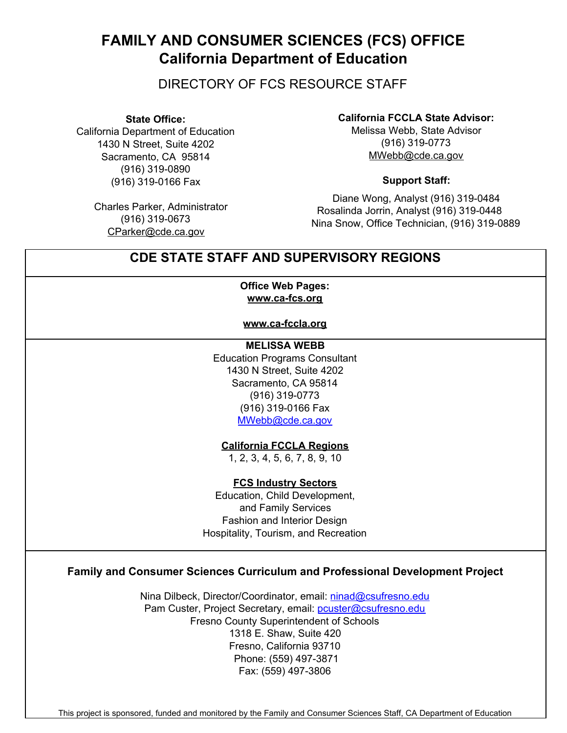# FAMILY AND CONSUMER SCIENCES (FCS) OFFICE
# California Department of Education

## DIRECTORY OF FCS RESOURCE STAFF

**State Office:**
California Department of Education
1430 N Street, Suite 4202
Sacramento, CA 95814
(916) 319-0890
(916) 319-0166 Fax

Charles Parker, Administrator
(916) 319-0673
CParker@cde.ca.gov

**California FCCLA State Advisor:**
Melissa Webb, State Advisor
(916) 319-0773
MWebb@cde.ca.gov

**Support Staff:**

Diane Wong, Analyst (916) 319-0484
Rosalinda Jorrin, Analyst (916) 319-0448
Nina Snow, Office Technician, (916) 319-0889

## CDE STATE STAFF AND SUPERVISORY REGIONS

**Office Web Pages:**
**www.ca-fcs.org**

**www.ca-fccla.org**

**MELISSA WEBB**
Education Programs Consultant
1430 N Street, Suite 4202
Sacramento, CA 95814
(916) 319-0773
(916) 319-0166 Fax
MWebb@cde.ca.gov

**California FCCLA Regions**
1, 2, 3, 4, 5, 6, 7, 8, 9, 10

**FCS Industry Sectors**
Education, Child Development, and Family Services
Fashion and Interior Design
Hospitality, Tourism, and Recreation

### Family and Consumer Sciences Curriculum and Professional Development Project

Nina Dilbeck, Director/Coordinator, email: ninad@csufresno.edu
Pam Custer, Project Secretary, email: pcuster@csufresno.edu
Fresno County Superintendent of Schools
1318 E. Shaw, Suite 420
Fresno, California 93710
Phone: (559) 497-3871
Fax: (559) 497-3806

This project is sponsored, funded and monitored by the Family and Consumer Sciences Staff, CA Department of Education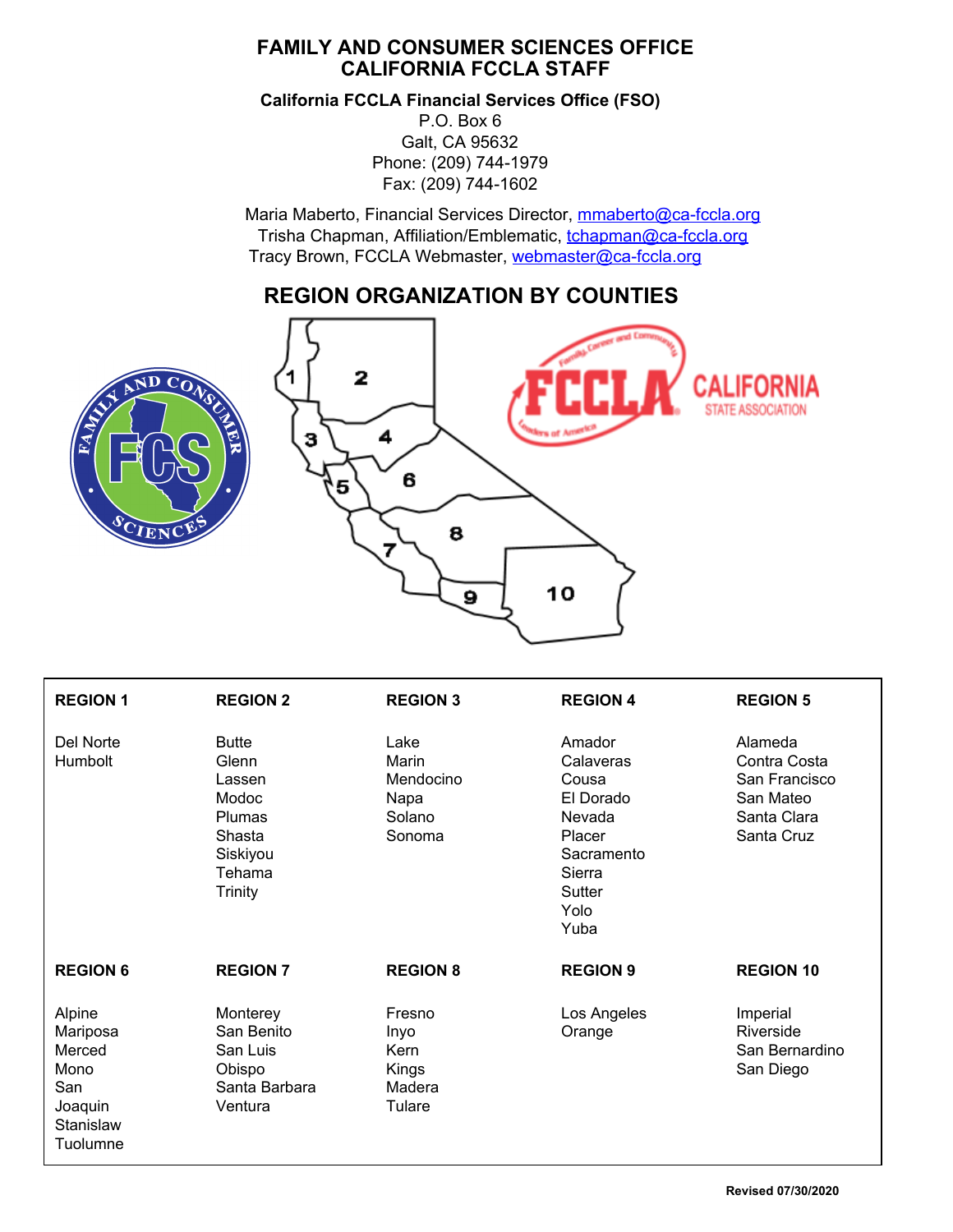# FAMILY AND CONSUMER SCIENCES OFFICE
# CALIFORNIA FCCLA STAFF

**California FCCLA Financial Services Office (FSO)**
P.O. Box 6
Galt, CA 95632
Phone: (209) 744-1979
Fax: (209) 744-1602

Maria Maberto, Financial Services Director, mmaberto@ca-fccla.org
Trisha Chapman, Affiliation/Emblematic, tchapman@ca-fccla.org
Tracy Brown, FCCLA Webmaster, webmaster@ca-fccla.org

## REGION ORGANIZATION BY COUNTIES

1
2
3
4
5
6
7
8
9
10

| REGION 1 | REGION 2 | REGION 3 | REGION 4 | REGION 5 |
|---|---|---|---|---|
| Del Norte<br>Humbolt | Butte<br>Glenn<br>Lassen<br>Modoc<br>Plumas<br>Shasta<br>Siskiyou<br>Tehama<br>Trinity | Lake<br>Marin<br>Mendocino<br>Napa<br>Solano<br>Sonoma | Amador<br>Calaveras<br>Cousa<br>El Dorado<br>Nevada<br>Placer<br>Sacramento<br>Sierra<br>Sutter<br>Yolo<br>Yuba | Alameda<br>Contra Costa<br>San Francisco<br>San Mateo<br>Santa Clara<br>Santa Cruz |
| **REGION 6** | **REGION 7** | **REGION 8** | **REGION 9** | **REGION 10** |
| Alpine<br>Mariposa<br>Merced<br>Mono<br>San Joaquin<br>Stanislaw<br>Tuolumne | Monterey<br>San Benito<br>San Luis Obispo<br>Santa Barbara<br>Ventura | Fresno<br>Inyo<br>Kern<br>Kings<br>Madera<br>Tulare | Los Angeles<br>Orange | Imperial<br>Riverside<br>San Bernardino<br>San Diego |

Revised 07/30/2020